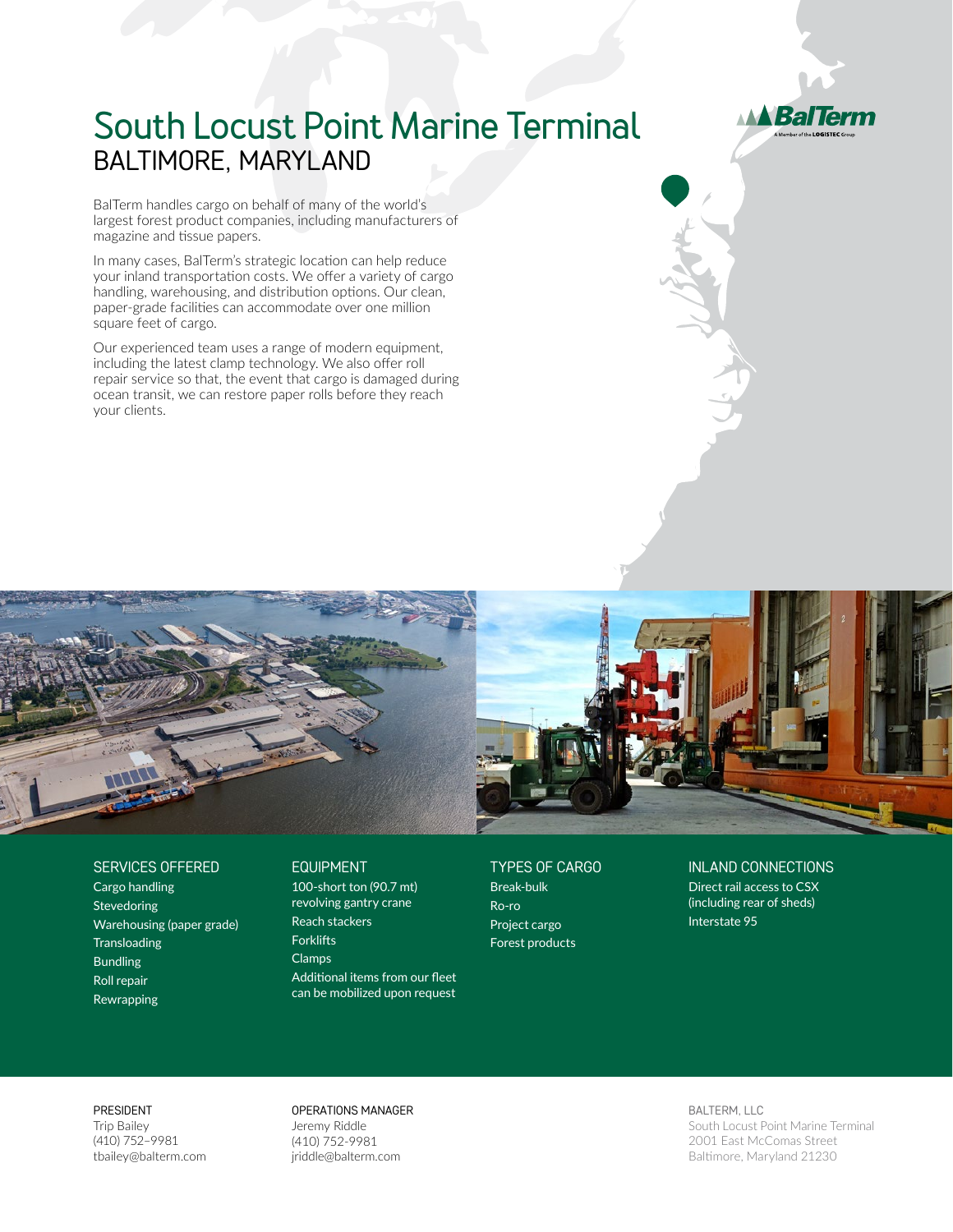# South Locust Point Marine Terminal

## BALTIMORE, MARYLAND

BalTerm
A Member of the LOGISTEC Group

BalTerm handles cargo on behalf of many of the world's largest forest product companies, including manufacturers of magazine and tissue papers.

In many cases, BalTerm's strategic location can help reduce your inland transportation costs. We offer a variety of cargo handling, warehousing, and distribution options. Our clean, paper-grade facilities can accommodate over one million square feet of cargo.

Our experienced team uses a range of modern equipment, including the latest clamp technology. We also offer roll repair service so that, the event that cargo is damaged during ocean transit, we can restore paper rolls before they reach your clients.

### SERVICES OFFERED

- Cargo handling
- Stevedoring
- Warehousing (paper grade)
- Transloading
- Bundling
- Roll repair
- Rewrapping

### EQUIPMENT

- 100-short ton (90.7 mt) revolving gantry crane
- Reach stackers
- Forklifts
- Clamps
- Additional items from our fleet can be mobilized upon request

### TYPES OF CARGO

- Break-bulk
- Ro-ro
- Project cargo
- Forest products

### INLAND CONNECTIONS

- Direct rail access to CSX (including rear of sheds)
- Interstate 95

**PRESIDENT**
Trip Bailey
(410) 752–9981
tbailey@balterm.com

**OPERATIONS MANAGER**
Jeremy Riddle
(410) 752-9981
jriddle@balterm.com

**BALTERM, LLC**
South Locust Point Marine Terminal
2001 East McComas Street
Baltimore, Maryland 21230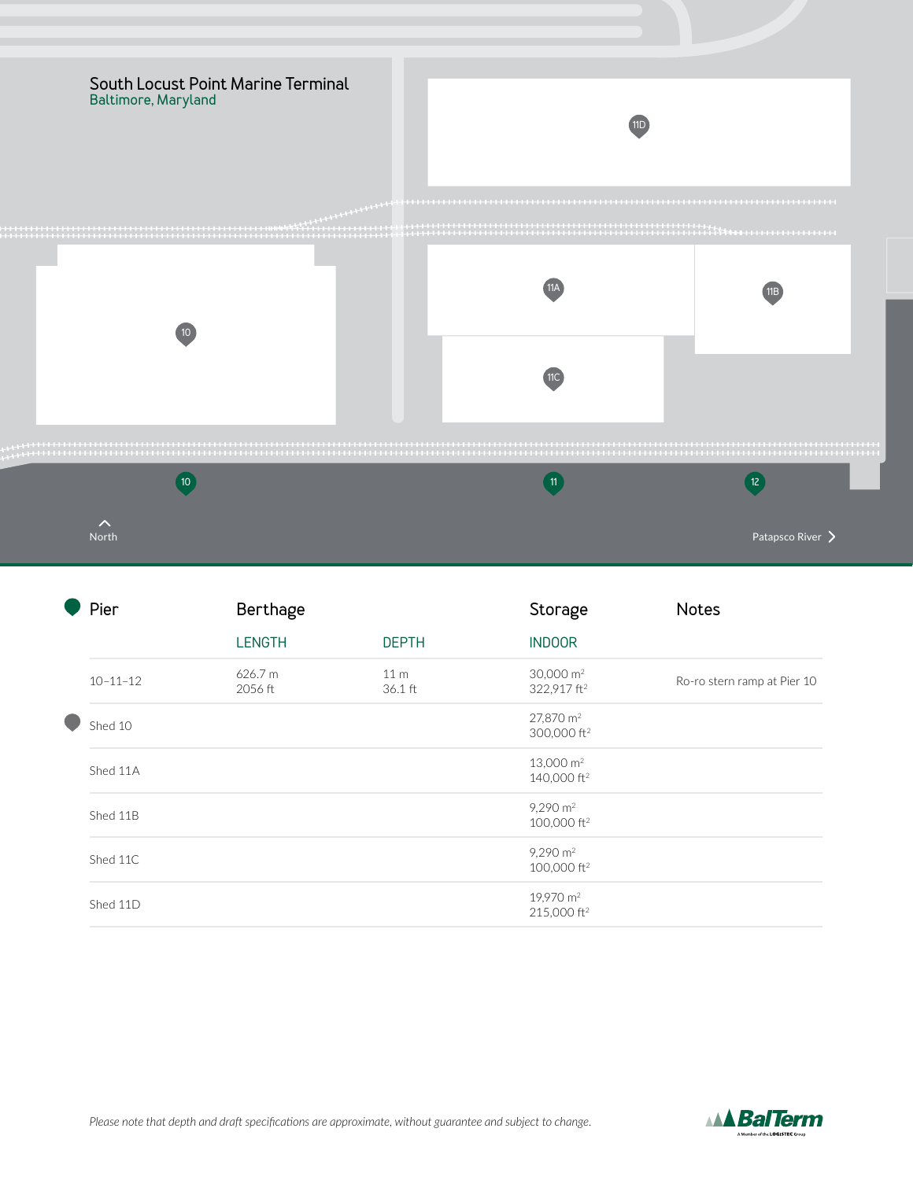# South Locust Point Marine Terminal

Baltimore, Maryland

11D

11A

11B

10

11C

10

11

12

North

Patapsco River

| Pier | Berthage | | Storage | Notes |
|---|---|---|---|---|
| | LENGTH | DEPTH | INDOOR | |
| 10–11–12 | 626.7 m<br>2056 ft | 11 m<br>36.1 ft | 30,000 m²<br>322,917 ft² | Ro-ro stern ramp at Pier 10 |
| Shed 10 | | | 27,870 m²<br>300,000 ft² | |
| Shed 11A | | | 13,000 m²<br>140,000 ft² | |
| Shed 11B | | | 9,290 m²<br>100,000 ft² | |
| Shed 11C | | | 9,290 m²<br>100,000 ft² | |
| Shed 11D | | | 19,970 m²<br>215,000 ft² | |

*Please note that depth and draft specifications are approximate, without guarantee and subject to change.*

BalTerm

A Member of the LOGISTEC Group